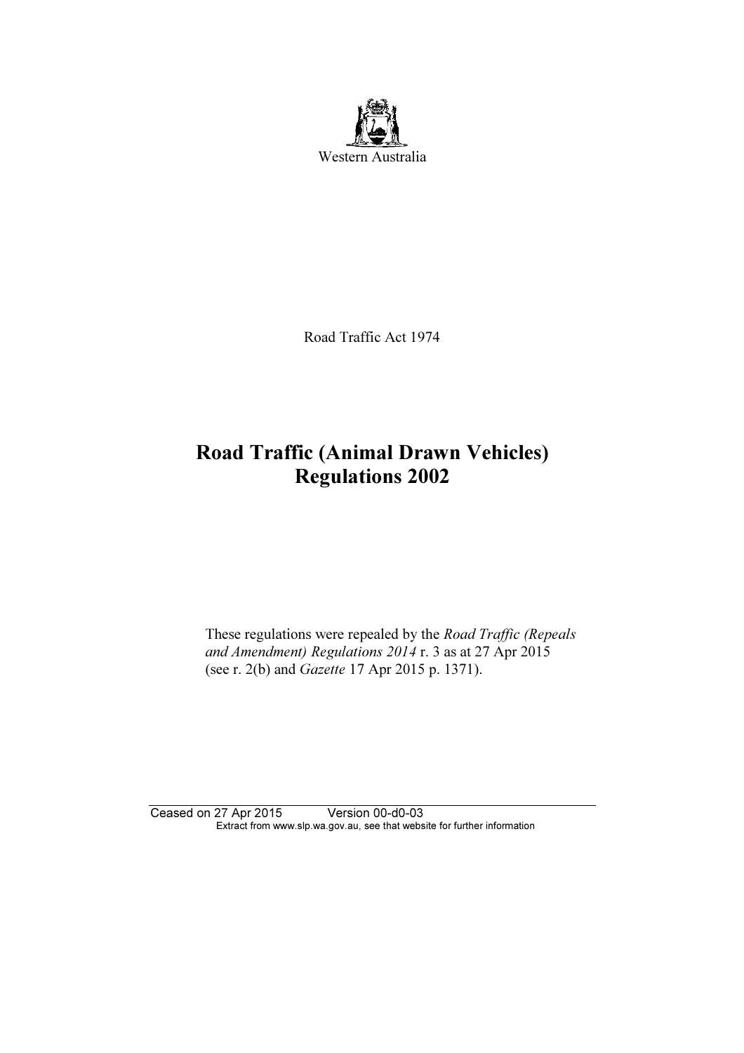Western Australia

Road Traffic Act 1974

# Road Traffic (Animal Drawn Vehicles) Regulations 2002

These regulations were repealed by the *Road Traffic (Repeals and Amendment) Regulations 2014* r. 3 as at 27 Apr 2015 (see r. 2(b) and *Gazette* 17 Apr 2015 p. 1371).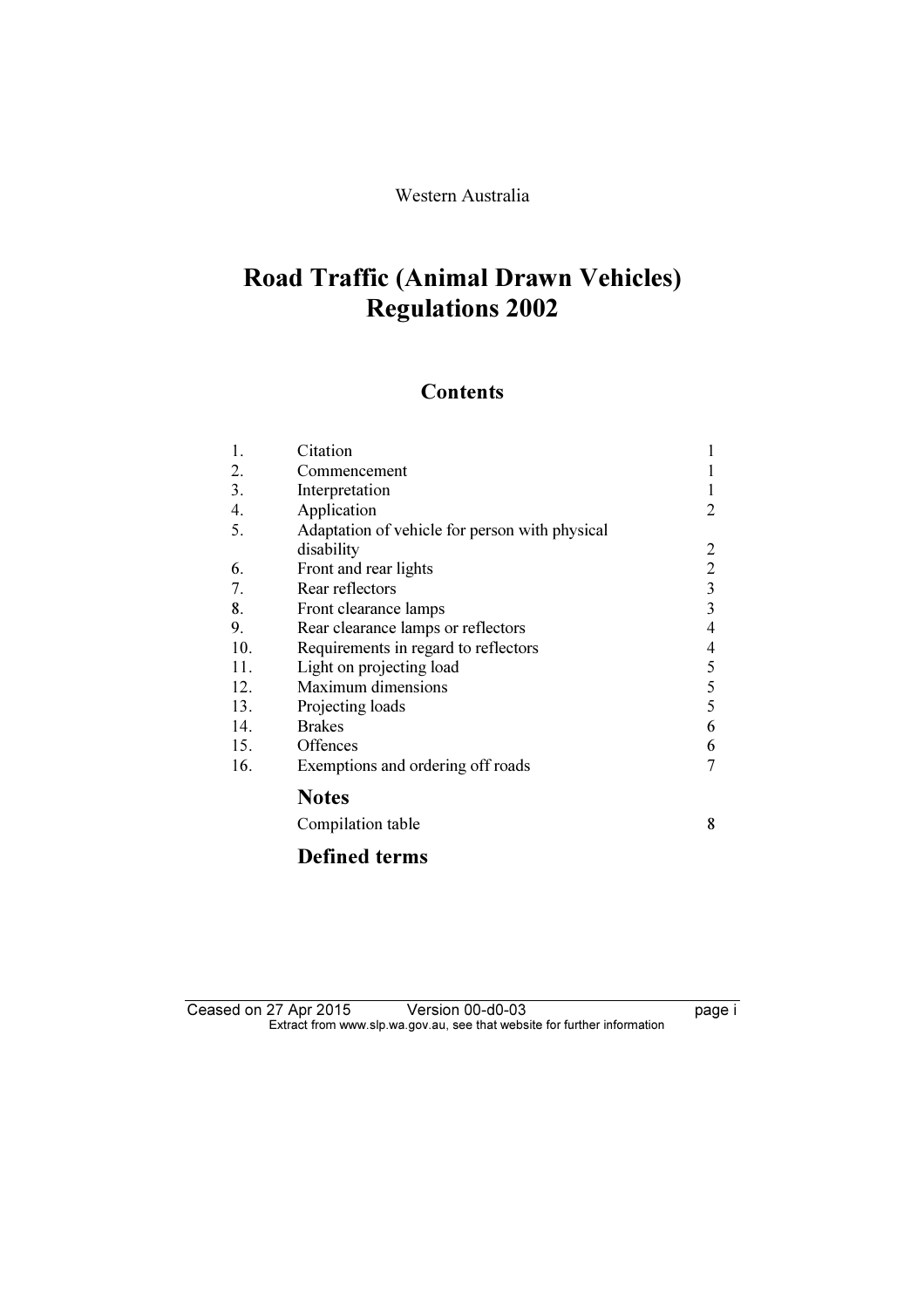Western Australia

# Road Traffic (Animal Drawn Vehicles) Regulations 2002

## Contents

| | | |
|---|---|---|
| 1. | Citation | 1 |
| 2. | Commencement | 1 |
| 3. | Interpretation | 1 |
| 4. | Application | 2 |
| 5. | Adaptation of vehicle for person with physical disability | 2 |
| 6. | Front and rear lights | 2 |
| 7. | Rear reflectors | 3 |
| 8. | Front clearance lamps | 3 |
| 9. | Rear clearance lamps or reflectors | 4 |
| 10. | Requirements in regard to reflectors | 4 |
| 11. | Light on projecting load | 5 |
| 12. | Maximum dimensions | 5 |
| 13. | Projecting loads | 5 |
| 14. | Brakes | 6 |
| 15. | Offences | 6 |
| 16. | Exemptions and ordering off roads | 7 |

### Notes

Compilation table 8

### Defined terms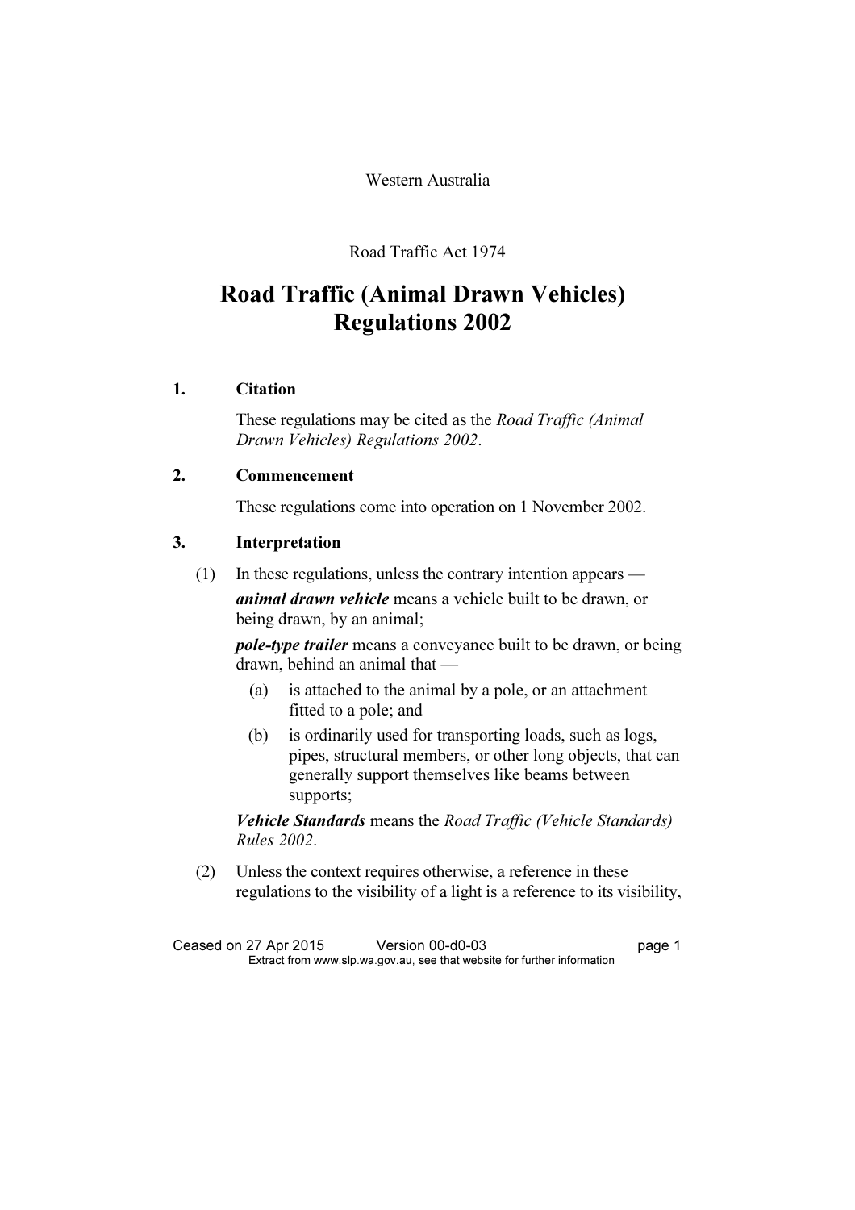Western Australia

Road Traffic Act 1974

# Road Traffic (Animal Drawn Vehicles) Regulations 2002

## 1. Citation

These regulations may be cited as the *Road Traffic (Animal Drawn Vehicles) Regulations 2002*.

## 2. Commencement

These regulations come into operation on 1 November 2002.

## 3. Interpretation

(1) In these regulations, unless the contrary intention appears —

***animal drawn vehicle*** means a vehicle built to be drawn, or being drawn, by an animal;

***pole-type trailer*** means a conveyance built to be drawn, or being drawn, behind an animal that —

(a) is attached to the animal by a pole, or an attachment fitted to a pole; and

(b) is ordinarily used for transporting loads, such as logs, pipes, structural members, or other long objects, that can generally support themselves like beams between supports;

***Vehicle Standards*** means the *Road Traffic (Vehicle Standards) Rules 2002*.

(2) Unless the context requires otherwise, a reference in these regulations to the visibility of a light is a reference to its visibility,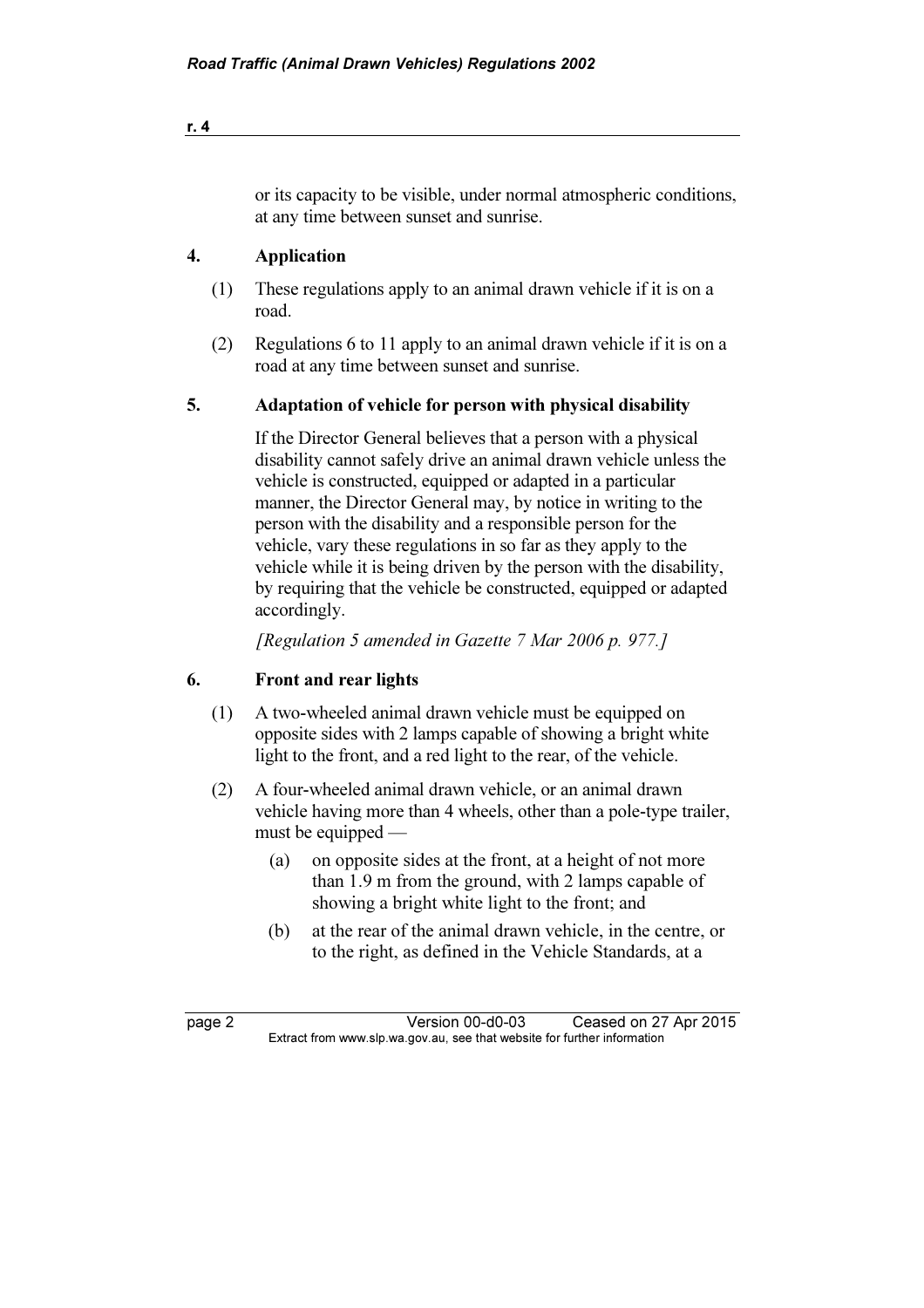or its capacity to be visible, under normal atmospheric conditions, at any time between sunset and sunrise.

## 4. Application

(1) These regulations apply to an animal drawn vehicle if it is on a road.

(2) Regulations 6 to 11 apply to an animal drawn vehicle if it is on a road at any time between sunset and sunrise.

## 5. Adaptation of vehicle for person with physical disability

If the Director General believes that a person with a physical disability cannot safely drive an animal drawn vehicle unless the vehicle is constructed, equipped or adapted in a particular manner, the Director General may, by notice in writing to the person with the disability and a responsible person for the vehicle, vary these regulations in so far as they apply to the vehicle while it is being driven by the person with the disability, by requiring that the vehicle be constructed, equipped or adapted accordingly.

*[Regulation 5 amended in Gazette 7 Mar 2006 p. 977.]*

## 6. Front and rear lights

(1) A two-wheeled animal drawn vehicle must be equipped on opposite sides with 2 lamps capable of showing a bright white light to the front, and a red light to the rear, of the vehicle.

(2) A four-wheeled animal drawn vehicle, or an animal drawn vehicle having more than 4 wheels, other than a pole-type trailer, must be equipped —

- (a) on opposite sides at the front, at a height of not more than 1.9 m from the ground, with 2 lamps capable of showing a bright white light to the front; and
- (b) at the rear of the animal drawn vehicle, in the centre, or to the right, as defined in the Vehicle Standards, at a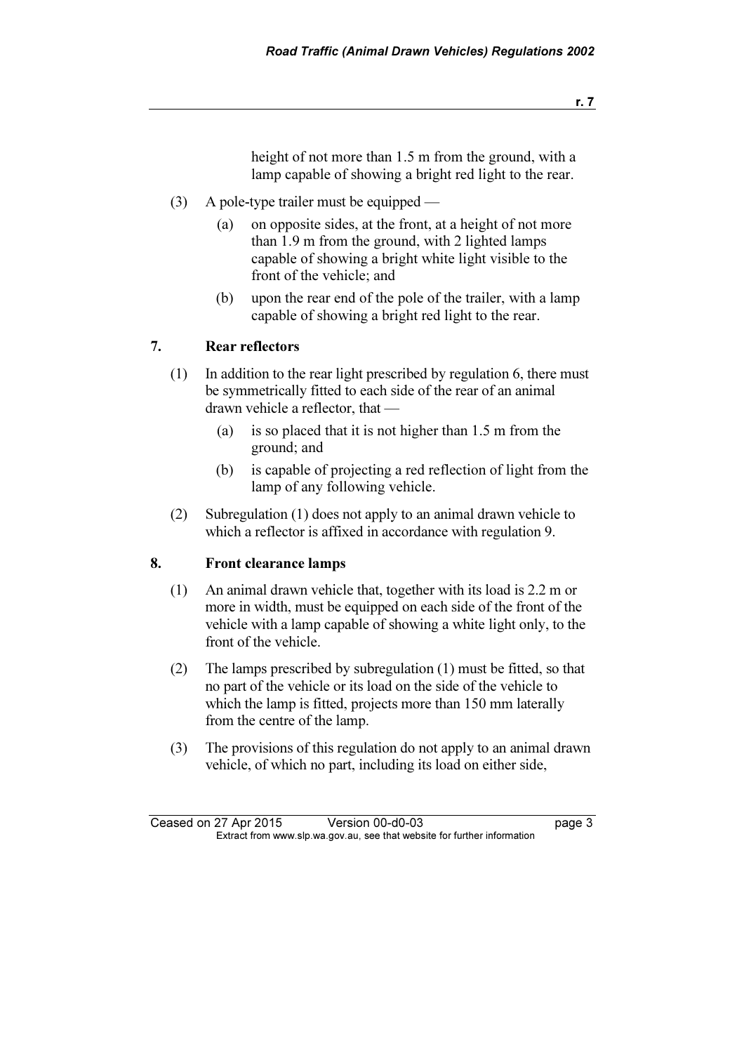height of not more than 1.5 m from the ground, with a lamp capable of showing a bright red light to the rear.

(3) A pole-type trailer must be equipped —

(a) on opposite sides, at the front, at a height of not more than 1.9 m from the ground, with 2 lighted lamps capable of showing a bright white light visible to the front of the vehicle; and

(b) upon the rear end of the pole of the trailer, with a lamp capable of showing a bright red light to the rear.

## 7. Rear reflectors

(1) In addition to the rear light prescribed by regulation 6, there must be symmetrically fitted to each side of the rear of an animal drawn vehicle a reflector, that —

(a) is so placed that it is not higher than 1.5 m from the ground; and

(b) is capable of projecting a red reflection of light from the lamp of any following vehicle.

(2) Subregulation (1) does not apply to an animal drawn vehicle to which a reflector is affixed in accordance with regulation 9.

## 8. Front clearance lamps

(1) An animal drawn vehicle that, together with its load is 2.2 m or more in width, must be equipped on each side of the front of the vehicle with a lamp capable of showing a white light only, to the front of the vehicle.

(2) The lamps prescribed by subregulation (1) must be fitted, so that no part of the vehicle or its load on the side of the vehicle to which the lamp is fitted, projects more than 150 mm laterally from the centre of the lamp.

(3) The provisions of this regulation do not apply to an animal drawn vehicle, of which no part, including its load on either side,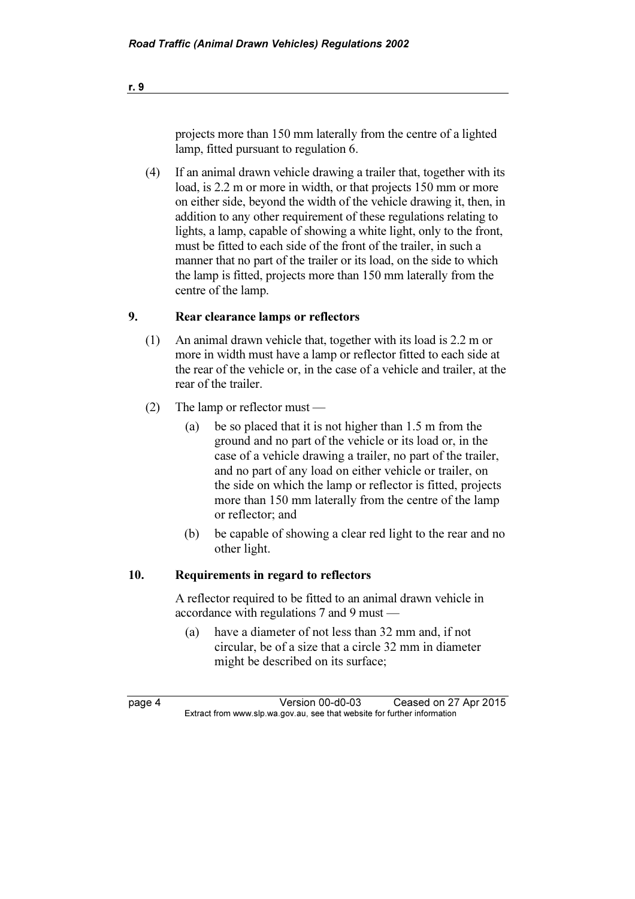projects more than 150 mm laterally from the centre of a lighted lamp, fitted pursuant to regulation 6.

(4) If an animal drawn vehicle drawing a trailer that, together with its load, is 2.2 m or more in width, or that projects 150 mm or more on either side, beyond the width of the vehicle drawing it, then, in addition to any other requirement of these regulations relating to lights, a lamp, capable of showing a white light, only to the front, must be fitted to each side of the front of the trailer, in such a manner that no part of the trailer or its load, on the side to which the lamp is fitted, projects more than 150 mm laterally from the centre of the lamp.

### 9. Rear clearance lamps or reflectors

(1) An animal drawn vehicle that, together with its load is 2.2 m or more in width must have a lamp or reflector fitted to each side at the rear of the vehicle or, in the case of a vehicle and trailer, at the rear of the trailer.

(2) The lamp or reflector must —

(a) be so placed that it is not higher than 1.5 m from the ground and no part of the vehicle or its load or, in the case of a vehicle drawing a trailer, no part of the trailer, and no part of any load on either vehicle or trailer, on the side on which the lamp or reflector is fitted, projects more than 150 mm laterally from the centre of the lamp or reflector; and

(b) be capable of showing a clear red light to the rear and no other light.

### 10. Requirements in regard to reflectors

A reflector required to be fitted to an animal drawn vehicle in accordance with regulations 7 and 9 must —

(a) have a diameter of not less than 32 mm and, if not circular, be of a size that a circle 32 mm in diameter might be described on its surface;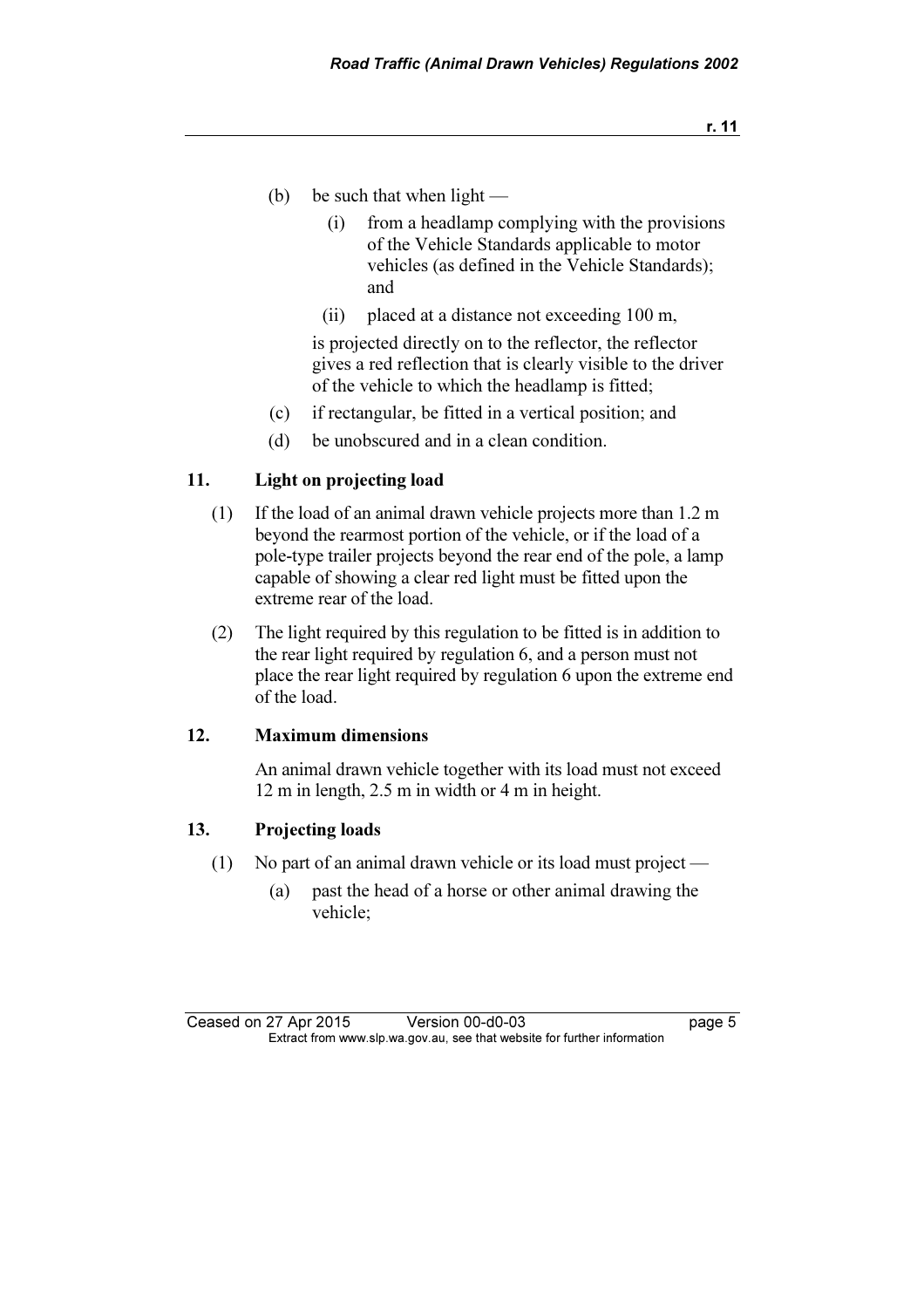(b) be such that when light —

  (i) from a headlamp complying with the provisions of the Vehicle Standards applicable to motor vehicles (as defined in the Vehicle Standards); and

  (ii) placed at a distance not exceeding 100 m,

  is projected directly on to the reflector, the reflector gives a red reflection that is clearly visible to the driver of the vehicle to which the headlamp is fitted;

(c) if rectangular, be fitted in a vertical position; and

(d) be unobscured and in a clean condition.

## 11. Light on projecting load

(1) If the load of an animal drawn vehicle projects more than 1.2 m beyond the rearmost portion of the vehicle, or if the load of a pole-type trailer projects beyond the rear end of the pole, a lamp capable of showing a clear red light must be fitted upon the extreme rear of the load.

(2) The light required by this regulation to be fitted is in addition to the rear light required by regulation 6, and a person must not place the rear light required by regulation 6 upon the extreme end of the load.

## 12. Maximum dimensions

An animal drawn vehicle together with its load must not exceed 12 m in length, 2.5 m in width or 4 m in height.

## 13. Projecting loads

(1) No part of an animal drawn vehicle or its load must project —

  (a) past the head of a horse or other animal drawing the vehicle;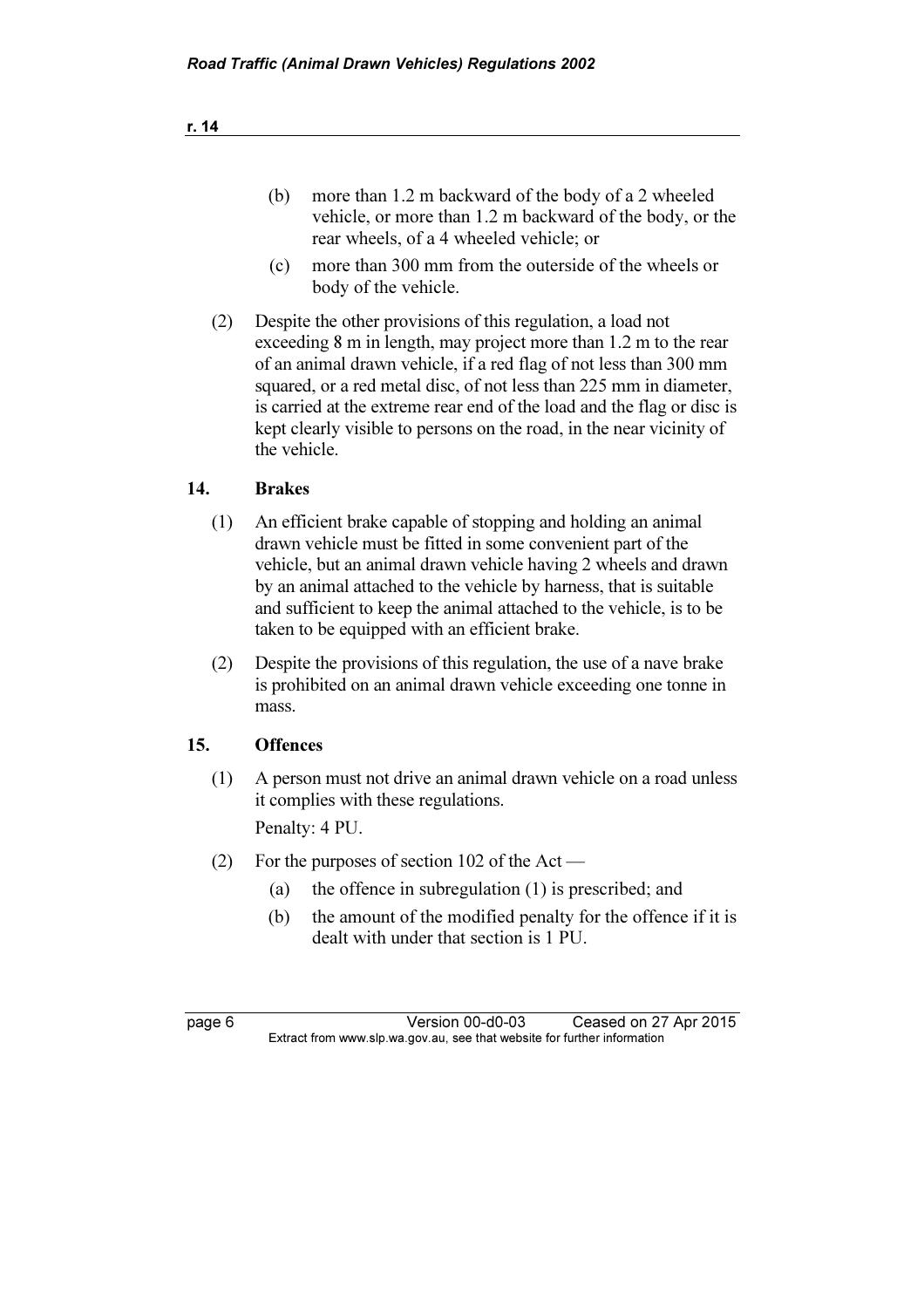(b) more than 1.2 m backward of the body of a 2 wheeled vehicle, or more than 1.2 m backward of the body, or the rear wheels, of a 4 wheeled vehicle; or

(c) more than 300 mm from the outerside of the wheels or body of the vehicle.

(2) Despite the other provisions of this regulation, a load not exceeding 8 m in length, may project more than 1.2 m to the rear of an animal drawn vehicle, if a red flag of not less than 300 mm squared, or a red metal disc, of not less than 225 mm in diameter, is carried at the extreme rear end of the load and the flag or disc is kept clearly visible to persons on the road, in the near vicinity of the vehicle.

### 14. Brakes

(1) An efficient brake capable of stopping and holding an animal drawn vehicle must be fitted in some convenient part of the vehicle, but an animal drawn vehicle having 2 wheels and drawn by an animal attached to the vehicle by harness, that is suitable and sufficient to keep the animal attached to the vehicle, is to be taken to be equipped with an efficient brake.

(2) Despite the provisions of this regulation, the use of a nave brake is prohibited on an animal drawn vehicle exceeding one tonne in mass.

### 15. Offences

(1) A person must not drive an animal drawn vehicle on a road unless it complies with these regulations.

Penalty: 4 PU.

(2) For the purposes of section 102 of the Act —

(a) the offence in subregulation (1) is prescribed; and

(b) the amount of the modified penalty for the offence if it is dealt with under that section is 1 PU.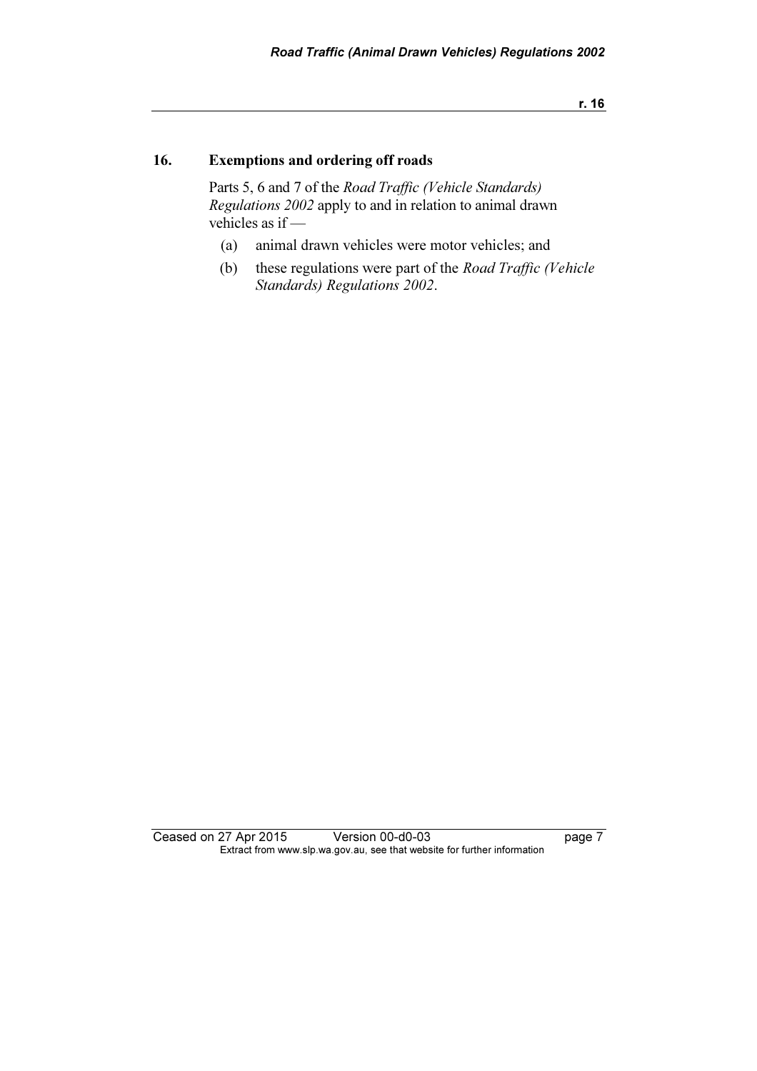## 16. Exemptions and ordering off roads

Parts 5, 6 and 7 of the *Road Traffic (Vehicle Standards) Regulations 2002* apply to and in relation to animal drawn vehicles as if —

(a) animal drawn vehicles were motor vehicles; and

(b) these regulations were part of the *Road Traffic (Vehicle Standards) Regulations 2002*.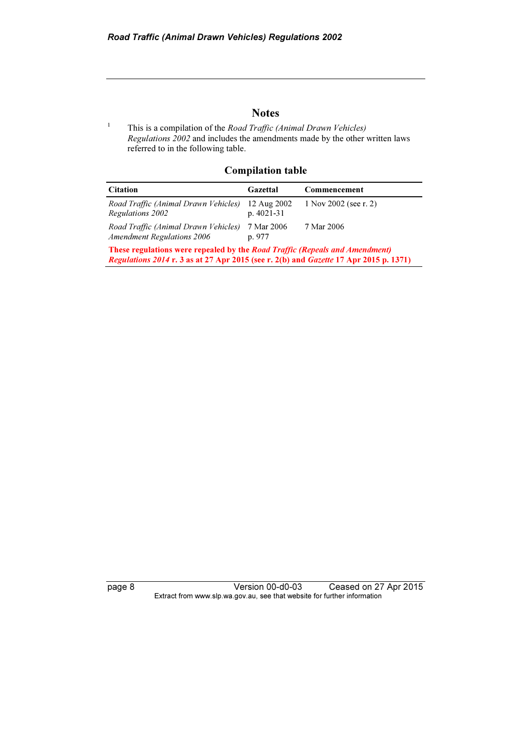## Notes

[1] This is a compilation of the *Road Traffic (Animal Drawn Vehicles) Regulations 2002* and includes the amendments made by the other written laws referred to in the following table.

### Compilation table

| Citation | Gazettal | Commencement |
|---|---|---|
| *Road Traffic (Animal Drawn Vehicles) Regulations 2002* | 12 Aug 2002 p. 4021-31 | 1 Nov 2002 (see r. 2) |
| *Road Traffic (Animal Drawn Vehicles) Amendment Regulations 2006* | 7 Mar 2006 p. 977 | 7 Mar 2006 |
| **These regulations were repealed by the *Road Traffic (Repeals and Amendment) Regulations 2014* r. 3 as at 27 Apr 2015 (see r. 2(b) and *Gazette* 17 Apr 2015 p. 1371)** | | |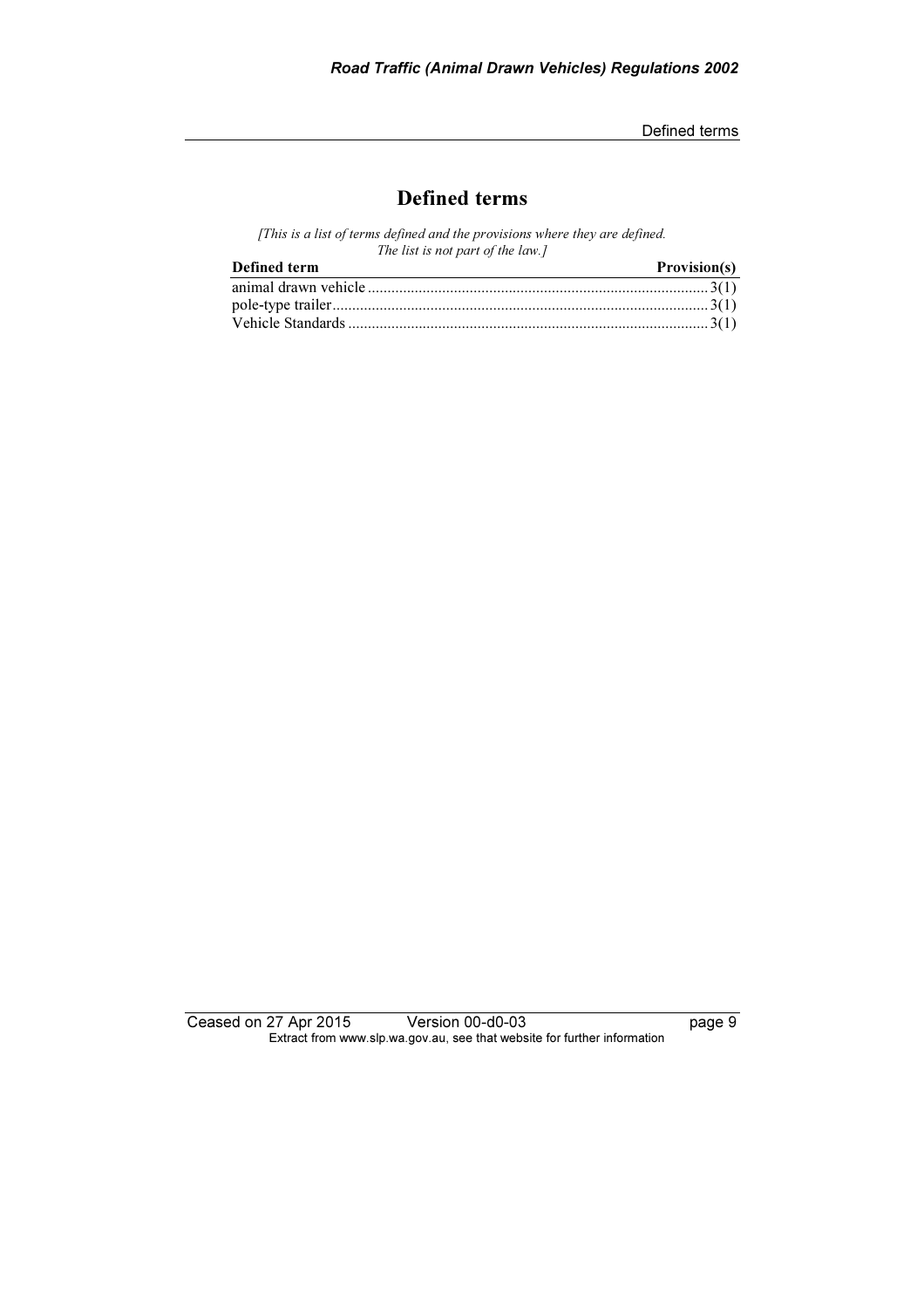# Defined terms

*[This is a list of terms defined and the provisions where they are defined. The list is not part of the law.]*

| Defined term | Provision(s) |
| --- | --- |
| animal drawn vehicle | 3(1) |
| pole-type trailer | 3(1) |
| Vehicle Standards | 3(1) |